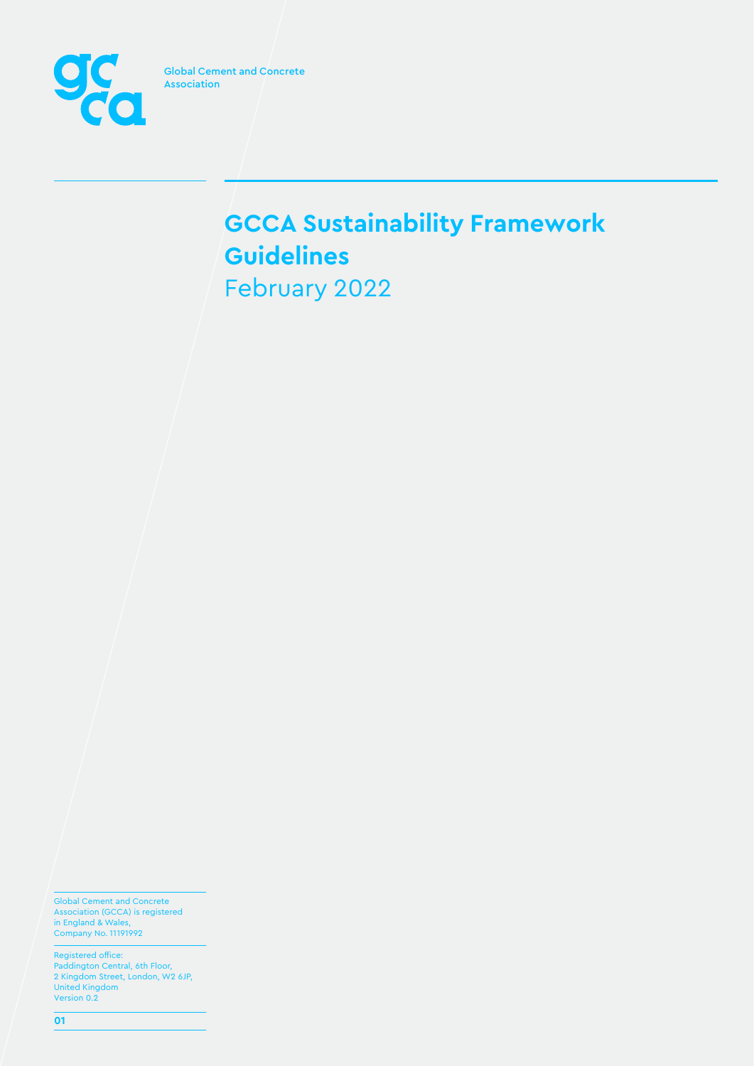Global Cement and Concrete Association

# GCCA Sustainability Framework Guidelines

February 2022

Global Cement and Concrete Association (GCCA) is registered in England & Wales, Company No. 11191992

Registered office:
Paddington Central, 6th Floor,
2 Kingdom Street, London, W2 6JP,
United Kingdom
Version 0.2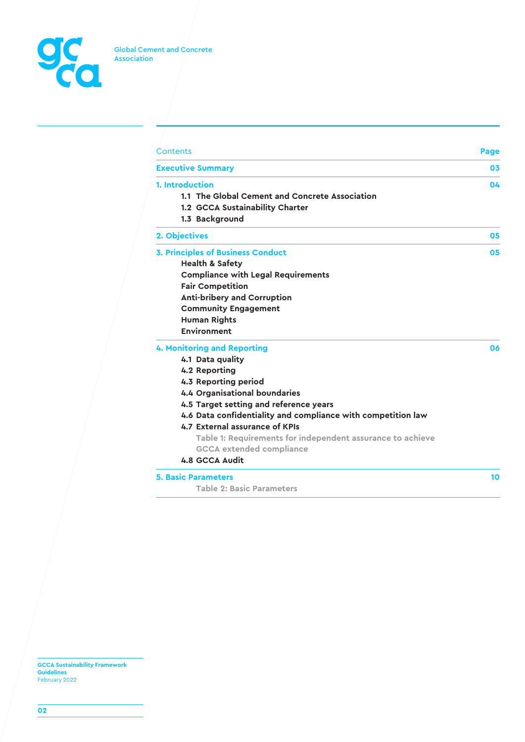Global Cement and Concrete Association

| Contents | Page |
|---|---|
| **Executive Summary** | 03 |
| **1. Introduction** | 04 |
| 1.1 The Global Cement and Concrete Association | |
| 1.2 GCCA Sustainability Charter | |
| 1.3 Background | |
| **2. Objectives** | 05 |
| **3. Principles of Business Conduct** | 05 |
| Health & Safety | |
| Compliance with Legal Requirements | |
| Fair Competition | |
| Anti-bribery and Corruption | |
| Community Engagement | |
| Human Rights | |
| Environment | |
| **4. Monitoring and Reporting** | 06 |
| 4.1 Data quality | |
| 4.2 Reporting | |
| 4.3 Reporting period | |
| 4.4 Organisational boundaries | |
| 4.5 Target setting and reference years | |
| 4.6 Data confidentiality and compliance with competition law | |
| 4.7 External assurance of KPIs | |
| Table 1: Requirements for independent assurance to achieve GCCA extended compliance | |
| 4.8 GCCA Audit | |
| **5. Basic Parameters** | 10 |
| Table 2: Basic Parameters | |

GCCA Sustainability Framework Guidelines
February 2022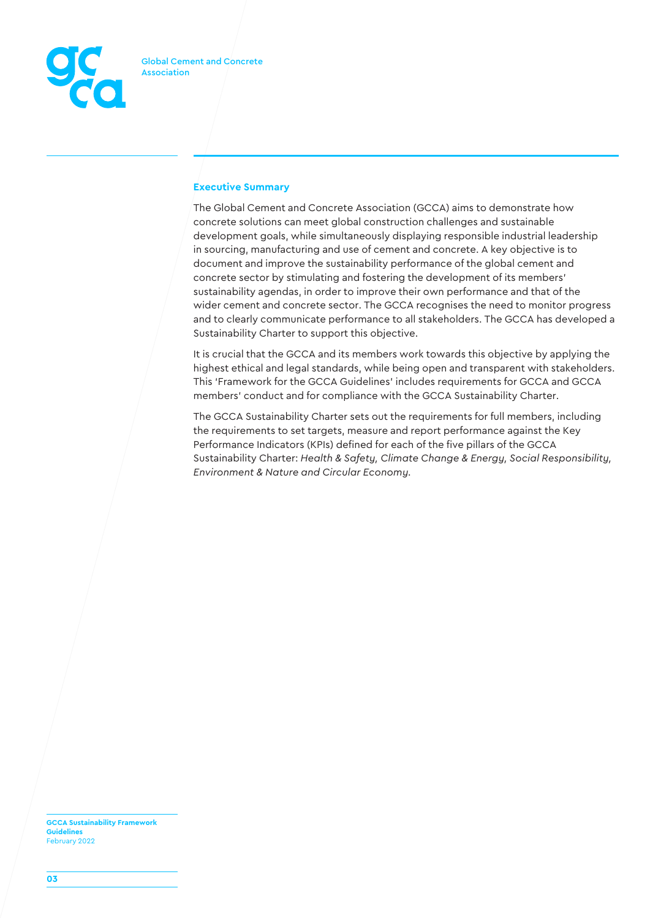## Executive Summary

The Global Cement and Concrete Association (GCCA) aims to demonstrate how concrete solutions can meet global construction challenges and sustainable development goals, while simultaneously displaying responsible industrial leadership in sourcing, manufacturing and use of cement and concrete. A key objective is to document and improve the sustainability performance of the global cement and concrete sector by stimulating and fostering the development of its members' sustainability agendas, in order to improve their own performance and that of the wider cement and concrete sector. The GCCA recognises the need to monitor progress and to clearly communicate performance to all stakeholders. The GCCA has developed a Sustainability Charter to support this objective.

It is crucial that the GCCA and its members work towards this objective by applying the highest ethical and legal standards, while being open and transparent with stakeholders. This 'Framework for the GCCA Guidelines' includes requirements for GCCA and GCCA members' conduct and for compliance with the GCCA Sustainability Charter.

The GCCA Sustainability Charter sets out the requirements for full members, including the requirements to set targets, measure and report performance against the Key Performance Indicators (KPIs) defined for each of the five pillars of the GCCA Sustainability Charter: *Health & Safety, Climate Change & Energy, Social Responsibility, Environment & Nature and Circular Economy.*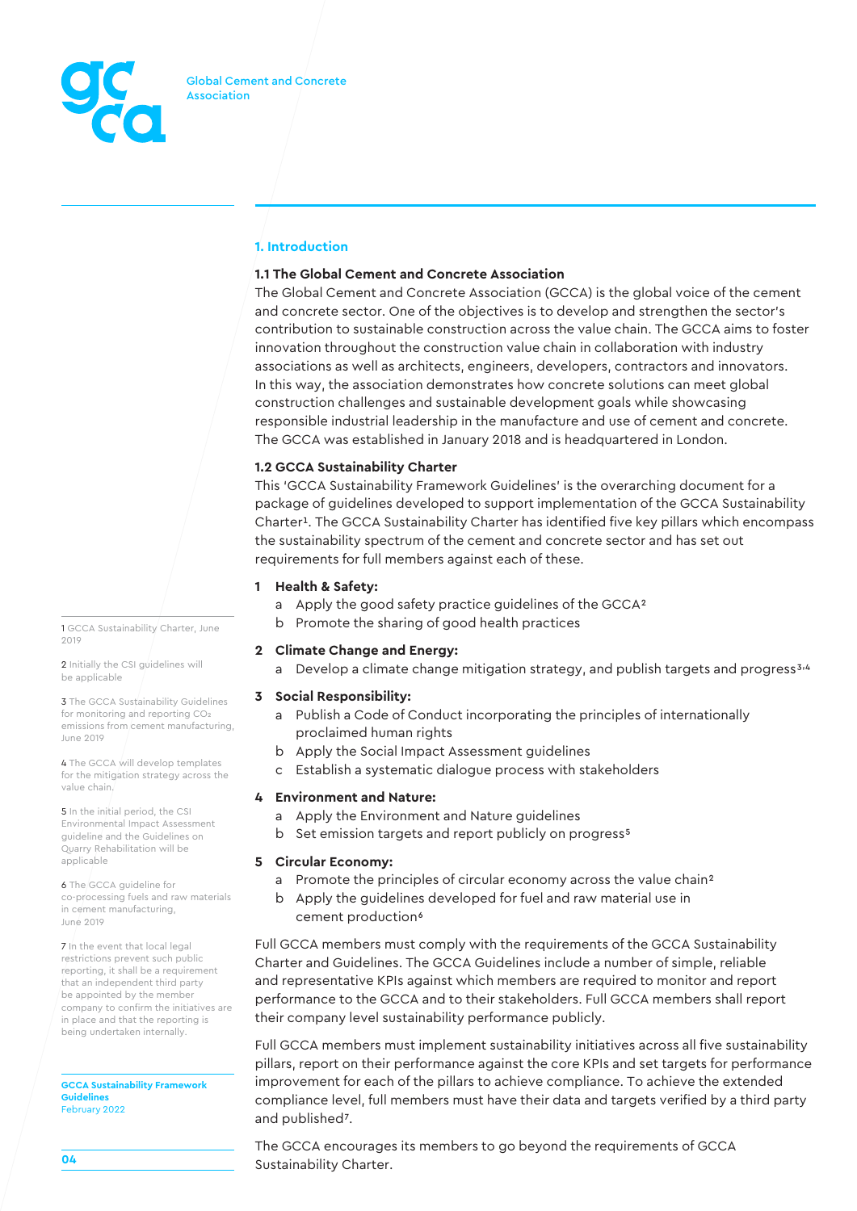## 1. Introduction

### 1.1 The Global Cement and Concrete Association

The Global Cement and Concrete Association (GCCA) is the global voice of the cement and concrete sector. One of the objectives is to develop and strengthen the sector's contribution to sustainable construction across the value chain. The GCCA aims to foster innovation throughout the construction value chain in collaboration with industry associations as well as architects, engineers, developers, contractors and innovators. In this way, the association demonstrates how concrete solutions can meet global construction challenges and sustainable development goals while showcasing responsible industrial leadership in the manufacture and use of cement and concrete. The GCCA was established in January 2018 and is headquartered in London.

### 1.2 GCCA Sustainability Charter

This 'GCCA Sustainability Framework Guidelines' is the overarching document for a package of guidelines developed to support implementation of the GCCA Sustainability Charter[1]. The GCCA Sustainability Charter has identified five key pillars which encompass the sustainability spectrum of the cement and concrete sector and has set out requirements for full members against each of these.

1. **Health & Safety:**
   a. Apply the good safety practice guidelines of the GCCA[2]
   b. Promote the sharing of good health practices
2. **Climate Change and Energy:**
   a. Develop a climate change mitigation strategy, and publish targets and progress[3,4]
3. **Social Responsibility:**
   a. Publish a Code of Conduct incorporating the principles of internationally proclaimed human rights
   b. Apply the Social Impact Assessment guidelines
   c. Establish a systematic dialogue process with stakeholders
4. **Environment and Nature:**
   a. Apply the Environment and Nature guidelines
   b. Set emission targets and report publicly on progress[5]
5. **Circular Economy:**
   a. Promote the principles of circular economy across the value chain[2]
   b. Apply the guidelines developed for fuel and raw material use in cement production[6]

Full GCCA members must comply with the requirements of the GCCA Sustainability Charter and Guidelines. The GCCA Guidelines include a number of simple, reliable and representative KPIs against which members are required to monitor and report performance to the GCCA and to their stakeholders. Full GCCA members shall report their company level sustainability performance publicly.

Full GCCA members must implement sustainability initiatives across all five sustainability pillars, report on their performance against the core KPIs and set targets for performance improvement for each of the pillars to achieve compliance. To achieve the extended compliance level, full members must have their data and targets verified by a third party and published[7].

The GCCA encourages its members to go beyond the requirements of GCCA Sustainability Charter.

---

1 GCCA Sustainability Charter, June 2019

2 Initially the CSI guidelines will be applicable

3 The GCCA Sustainability Guidelines for monitoring and reporting $CO_2$ emissions from cement manufacturing, June 2019

4 The GCCA will develop templates for the mitigation strategy across the value chain.

5 In the initial period, the CSI Environmental Impact Assessment guideline and the Guidelines on Quarry Rehabilitation will be applicable

6 The GCCA guideline for co-processing fuels and raw materials in cement manufacturing, June 2019

7 In the event that local legal restrictions prevent such public reporting, it shall be a requirement that an independent third party be appointed by the member company to confirm the initiatives are in place and that the reporting is being undertaken internally.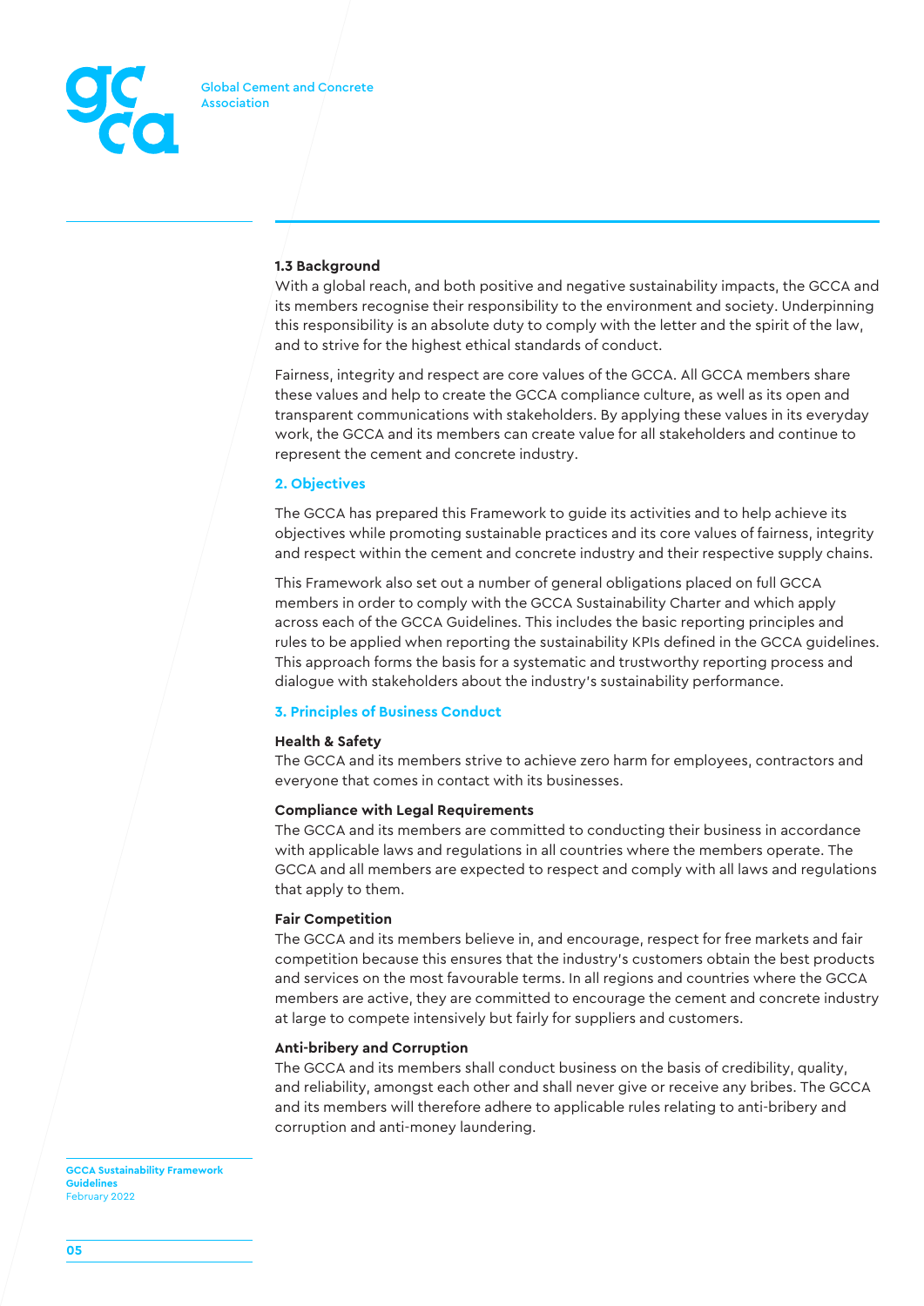### 1.3 Background

With a global reach, and both positive and negative sustainability impacts, the GCCA and its members recognise their responsibility to the environment and society. Underpinning this responsibility is an absolute duty to comply with the letter and the spirit of the law, and to strive for the highest ethical standards of conduct.

Fairness, integrity and respect are core values of the GCCA. All GCCA members share these values and help to create the GCCA compliance culture, as well as its open and transparent communications with stakeholders. By applying these values in its everyday work, the GCCA and its members can create value for all stakeholders and continue to represent the cement and concrete industry.

## 2. Objectives

The GCCA has prepared this Framework to guide its activities and to help achieve its objectives while promoting sustainable practices and its core values of fairness, integrity and respect within the cement and concrete industry and their respective supply chains.

This Framework also set out a number of general obligations placed on full GCCA members in order to comply with the GCCA Sustainability Charter and which apply across each of the GCCA Guidelines. This includes the basic reporting principles and rules to be applied when reporting the sustainability KPIs defined in the GCCA guidelines. This approach forms the basis for a systematic and trustworthy reporting process and dialogue with stakeholders about the industry's sustainability performance.

## 3. Principles of Business Conduct

**Health & Safety**

The GCCA and its members strive to achieve zero harm for employees, contractors and everyone that comes in contact with its businesses.

**Compliance with Legal Requirements**

The GCCA and its members are committed to conducting their business in accordance with applicable laws and regulations in all countries where the members operate. The GCCA and all members are expected to respect and comply with all laws and regulations that apply to them.

**Fair Competition**

The GCCA and its members believe in, and encourage, respect for free markets and fair competition because this ensures that the industry's customers obtain the best products and services on the most favourable terms. In all regions and countries where the GCCA members are active, they are committed to encourage the cement and concrete industry at large to compete intensively but fairly for suppliers and customers.

**Anti-bribery and Corruption**

The GCCA and its members shall conduct business on the basis of credibility, quality, and reliability, amongst each other and shall never give or receive any bribes. The GCCA and its members will therefore adhere to applicable rules relating to anti-bribery and corruption and anti-money laundering.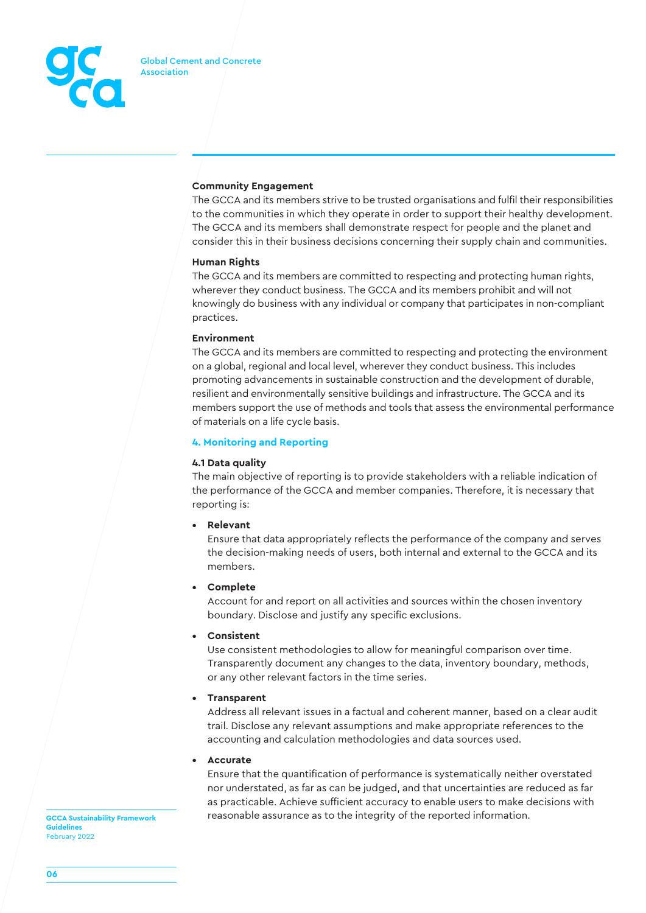**Community Engagement**
The GCCA and its members strive to be trusted organisations and fulfil their responsibilities to the communities in which they operate in order to support their healthy development. The GCCA and its members shall demonstrate respect for people and the planet and consider this in their business decisions concerning their supply chain and communities.

**Human Rights**
The GCCA and its members are committed to respecting and protecting human rights, wherever they conduct business. The GCCA and its members prohibit and will not knowingly do business with any individual or company that participates in non-compliant practices.

**Environment**
The GCCA and its members are committed to respecting and protecting the environment on a global, regional and local level, wherever they conduct business. This includes promoting advancements in sustainable construction and the development of durable, resilient and environmentally sensitive buildings and infrastructure. The GCCA and its members support the use of methods and tools that assess the environmental performance of materials on a life cycle basis.

## 4. Monitoring and Reporting

### 4.1 Data quality

The main objective of reporting is to provide stakeholders with a reliable indication of the performance of the GCCA and member companies. Therefore, it is necessary that reporting is:

- **Relevant**
  Ensure that data appropriately reflects the performance of the company and serves the decision-making needs of users, both internal and external to the GCCA and its members.

- **Complete**
  Account for and report on all activities and sources within the chosen inventory boundary. Disclose and justify any specific exclusions.

- **Consistent**
  Use consistent methodologies to allow for meaningful comparison over time. Transparently document any changes to the data, inventory boundary, methods, or any other relevant factors in the time series.

- **Transparent**
  Address all relevant issues in a factual and coherent manner, based on a clear audit trail. Disclose any relevant assumptions and make appropriate references to the accounting and calculation methodologies and data sources used.

- **Accurate**
  Ensure that the quantification of performance is systematically neither overstated nor understated, as far as can be judged, and that uncertainties are reduced as far as practicable. Achieve sufficient accuracy to enable users to make decisions with reasonable assurance as to the integrity of the reported information.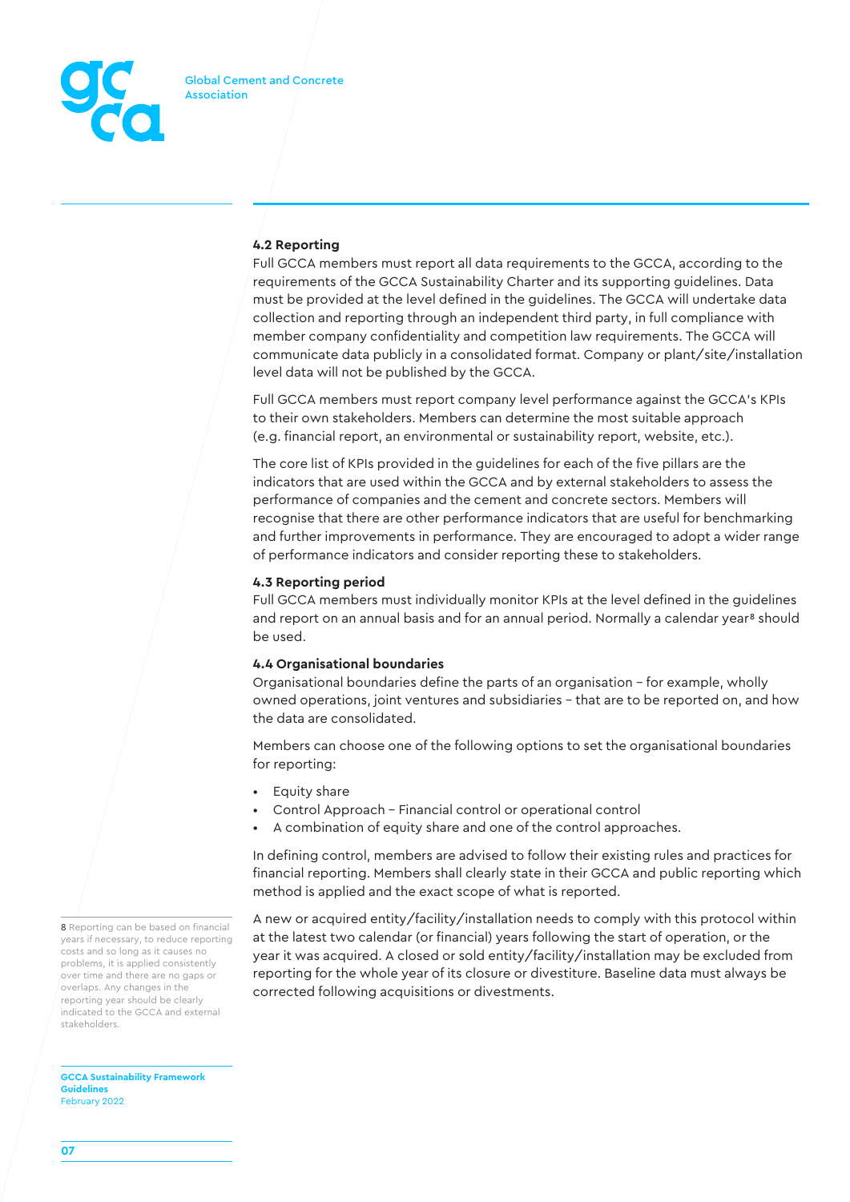### 4.2 Reporting

Full GCCA members must report all data requirements to the GCCA, according to the requirements of the GCCA Sustainability Charter and its supporting guidelines. Data must be provided at the level defined in the guidelines. The GCCA will undertake data collection and reporting through an independent third party, in full compliance with member company confidentiality and competition law requirements. The GCCA will communicate data publicly in a consolidated format. Company or plant/site/installation level data will not be published by the GCCA.

Full GCCA members must report company level performance against the GCCA's KPIs to their own stakeholders. Members can determine the most suitable approach (e.g. financial report, an environmental or sustainability report, website, etc.).

The core list of KPIs provided in the guidelines for each of the five pillars are the indicators that are used within the GCCA and by external stakeholders to assess the performance of companies and the cement and concrete sectors. Members will recognise that there are other performance indicators that are useful for benchmarking and further improvements in performance. They are encouraged to adopt a wider range of performance indicators and consider reporting these to stakeholders.

### 4.3 Reporting period

Full GCCA members must individually monitor KPIs at the level defined in the guidelines and report on an annual basis and for an annual period. Normally a calendar year[8] should be used.

### 4.4 Organisational boundaries

Organisational boundaries define the parts of an organisation – for example, wholly owned operations, joint ventures and subsidiaries – that are to be reported on, and how the data are consolidated.

Members can choose one of the following options to set the organisational boundaries for reporting:

- Equity share
- Control Approach – Financial control or operational control
- A combination of equity share and one of the control approaches.

In defining control, members are advised to follow their existing rules and practices for financial reporting. Members shall clearly state in their GCCA and public reporting which method is applied and the exact scope of what is reported.

A new or acquired entity/facility/installation needs to comply with this protocol within at the latest two calendar (or financial) years following the start of operation, or the year it was acquired. A closed or sold entity/facility/installation may be excluded from reporting for the whole year of its closure or divestiture. Baseline data must always be corrected following acquisitions or divestments.

8 Reporting can be based on financial years if necessary, to reduce reporting costs and so long as it causes no problems, it is applied consistently over time and there are no gaps or overlaps. Any changes in the reporting year should be clearly indicated to the GCCA and external stakeholders.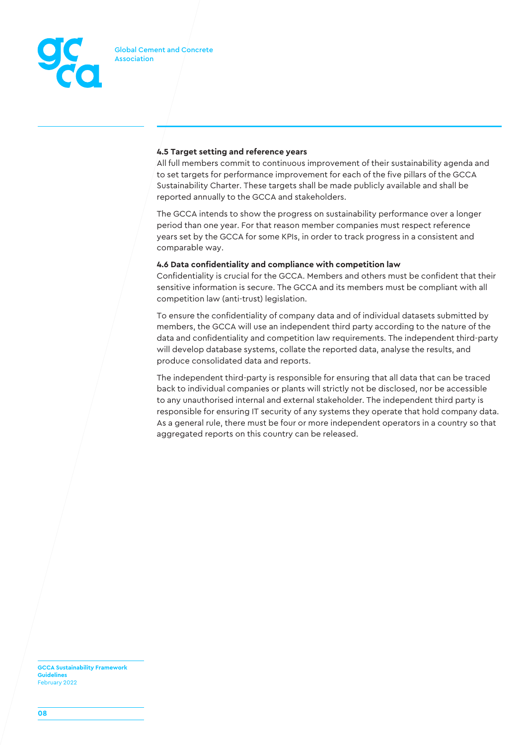### 4.5 Target setting and reference years

All full members commit to continuous improvement of their sustainability agenda and to set targets for performance improvement for each of the five pillars of the GCCA Sustainability Charter. These targets shall be made publicly available and shall be reported annually to the GCCA and stakeholders.

The GCCA intends to show the progress on sustainability performance over a longer period than one year. For that reason member companies must respect reference years set by the GCCA for some KPIs, in order to track progress in a consistent and comparable way.

### 4.6 Data confidentiality and compliance with competition law

Confidentiality is crucial for the GCCA. Members and others must be confident that their sensitive information is secure. The GCCA and its members must be compliant with all competition law (anti-trust) legislation.

To ensure the confidentiality of company data and of individual datasets submitted by members, the GCCA will use an independent third party according to the nature of the data and confidentiality and competition law requirements. The independent third-party will develop database systems, collate the reported data, analyse the results, and produce consolidated data and reports.

The independent third-party is responsible for ensuring that all data that can be traced back to individual companies or plants will strictly not be disclosed, nor be accessible to any unauthorised internal and external stakeholder. The independent third party is responsible for ensuring IT security of any systems they operate that hold company data. As a general rule, there must be four or more independent operators in a country so that aggregated reports on this country can be released.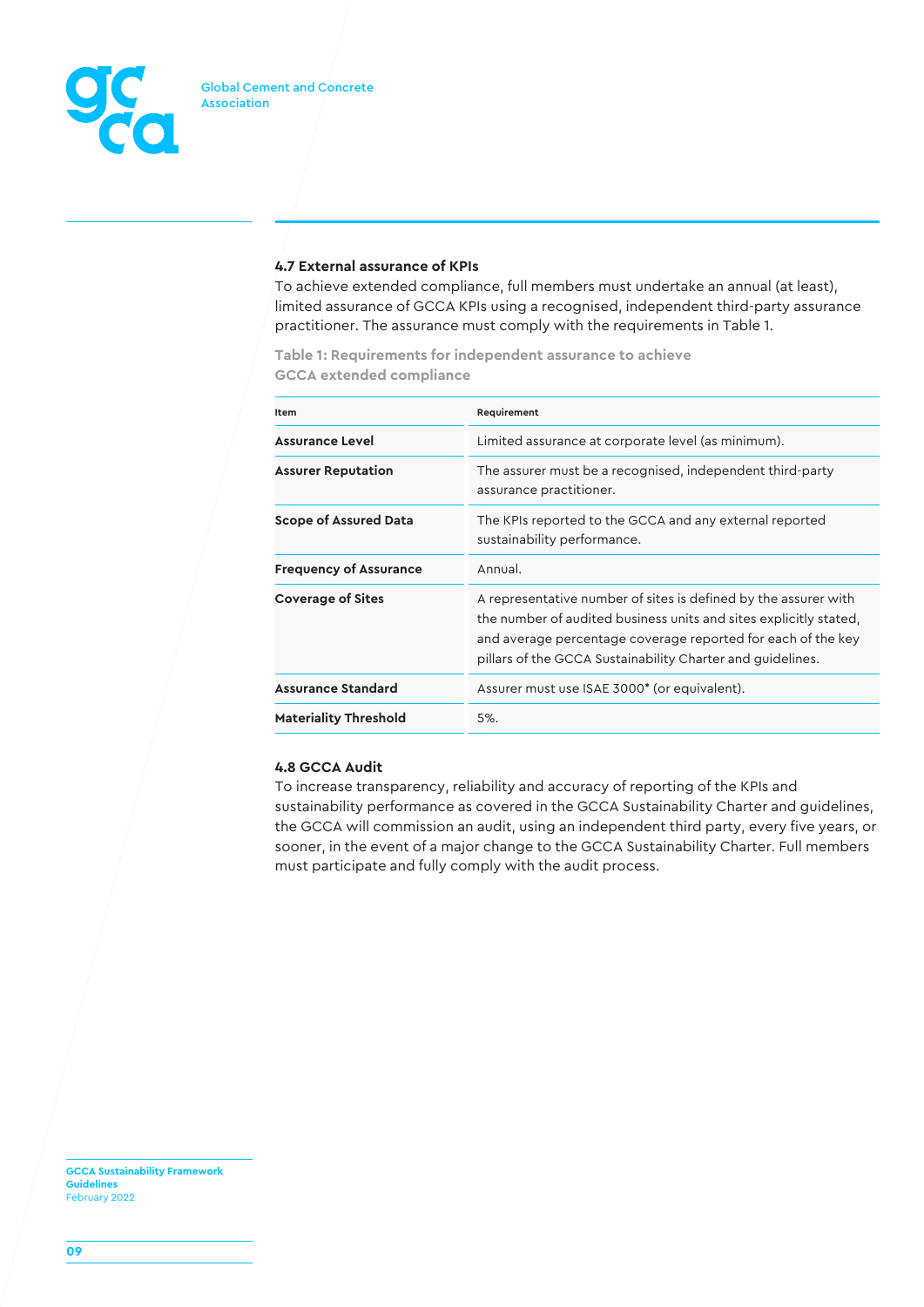### 4.7 External assurance of KPIs

To achieve extended compliance, full members must undertake an annual (at least), limited assurance of GCCA KPIs using a recognised, independent third-party assurance practitioner. The assurance must comply with the requirements in Table 1.

**Table 1: Requirements for independent assurance to achieve GCCA extended compliance**

| Item | Requirement |
| --- | --- |
| **Assurance Level** | Limited assurance at corporate level (as minimum). |
| **Assurer Reputation** | The assurer must be a recognised, independent third-party assurance practitioner. |
| **Scope of Assured Data** | The KPIs reported to the GCCA and any external reported sustainability performance. |
| **Frequency of Assurance** | Annual. |
| **Coverage of Sites** | A representative number of sites is defined by the assurer with the number of audited business units and sites explicitly stated, and average percentage coverage reported for each of the key pillars of the GCCA Sustainability Charter and guidelines. |
| **Assurance Standard** | Assurer must use ISAE 3000* (or equivalent). |
| **Materiality Threshold** | 5%. |

### 4.8 GCCA Audit

To increase transparency, reliability and accuracy of reporting of the KPIs and sustainability performance as covered in the GCCA Sustainability Charter and guidelines, the GCCA will commission an audit, using an independent third party, every five years, or sooner, in the event of a major change to the GCCA Sustainability Charter. Full members must participate and fully comply with the audit process.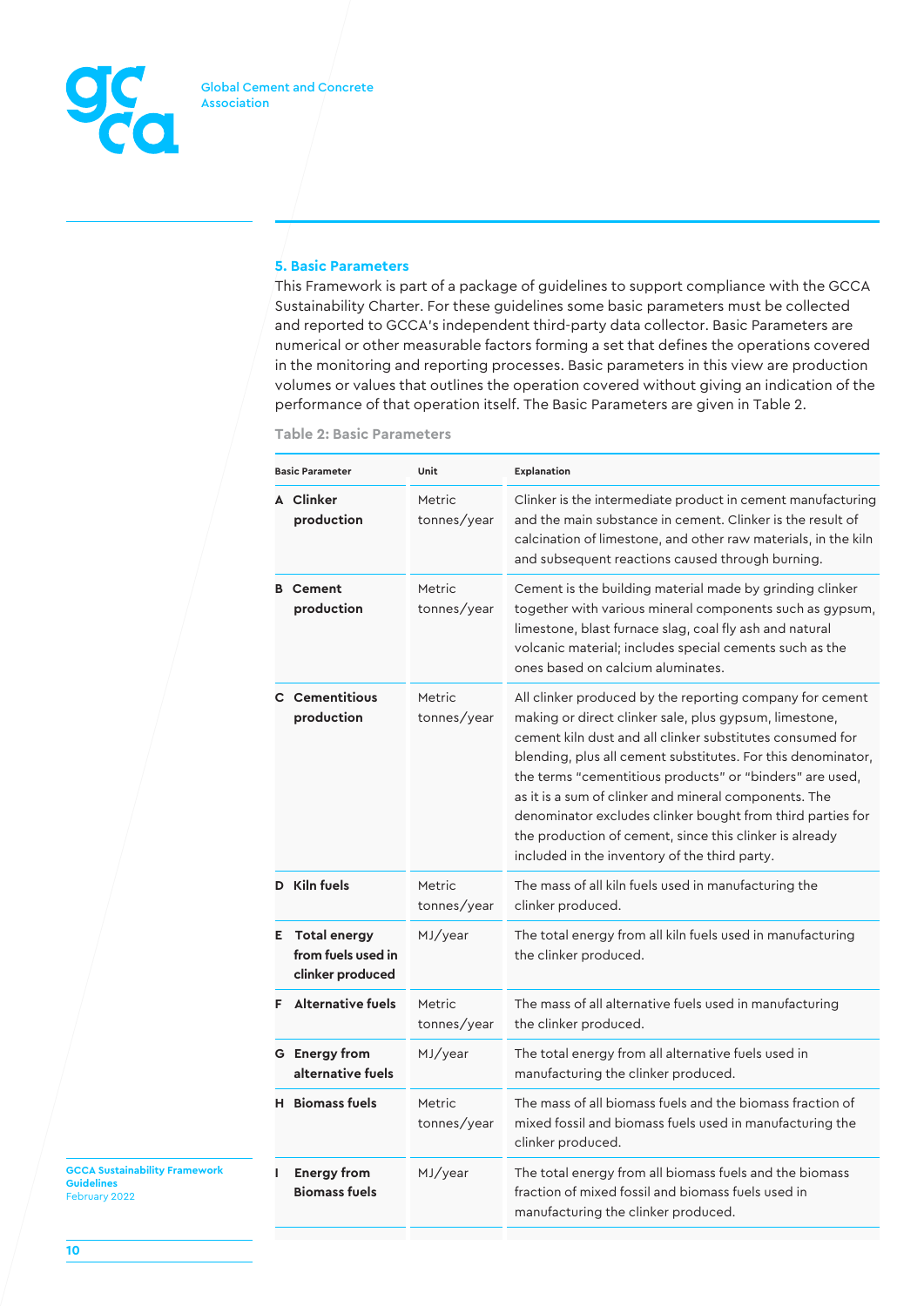## 5. Basic Parameters

This Framework is part of a package of guidelines to support compliance with the GCCA Sustainability Charter. For these guidelines some basic parameters must be collected and reported to GCCA's independent third-party data collector. Basic Parameters are numerical or other measurable factors forming a set that defines the operations covered in the monitoring and reporting processes. Basic parameters in this view are production volumes or values that outlines the operation covered without giving an indication of the performance of that operation itself. The Basic Parameters are given in Table 2.

Table 2: Basic Parameters

| Basic Parameter | Unit | Explanation |
|---|---|---|
| **A Clinker production** | Metric tonnes/year | Clinker is the intermediate product in cement manufacturing and the main substance in cement. Clinker is the result of calcination of limestone, and other raw materials, in the kiln and subsequent reactions caused through burning. |
| **B Cement production** | Metric tonnes/year | Cement is the building material made by grinding clinker together with various mineral components such as gypsum, limestone, blast furnace slag, coal fly ash and natural volcanic material; includes special cements such as the ones based on calcium aluminates. |
| **C Cementitious production** | Metric tonnes/year | All clinker produced by the reporting company for cement making or direct clinker sale, plus gypsum, limestone, cement kiln dust and all clinker substitutes consumed for blending, plus all cement substitutes. For this denominator, the terms "cementitious products" or "binders" are used, as it is a sum of clinker and mineral components. The denominator excludes clinker bought from third parties for the production of cement, since this clinker is already included in the inventory of the third party. |
| **D Kiln fuels** | Metric tonnes/year | The mass of all kiln fuels used in manufacturing the clinker produced. |
| **E Total energy from fuels used in clinker produced** | MJ/year | The total energy from all kiln fuels used in manufacturing the clinker produced. |
| **F Alternative fuels** | Metric tonnes/year | The mass of all alternative fuels used in manufacturing the clinker produced. |
| **G Energy from alternative fuels** | MJ/year | The total energy from all alternative fuels used in manufacturing the clinker produced. |
| **H Biomass fuels** | Metric tonnes/year | The mass of all biomass fuels and the biomass fraction of mixed fossil and biomass fuels used in manufacturing the clinker produced. |
| **I Energy from Biomass fuels** | MJ/year | The total energy from all biomass fuels and the biomass fraction of mixed fossil and biomass fuels used in manufacturing the clinker produced. |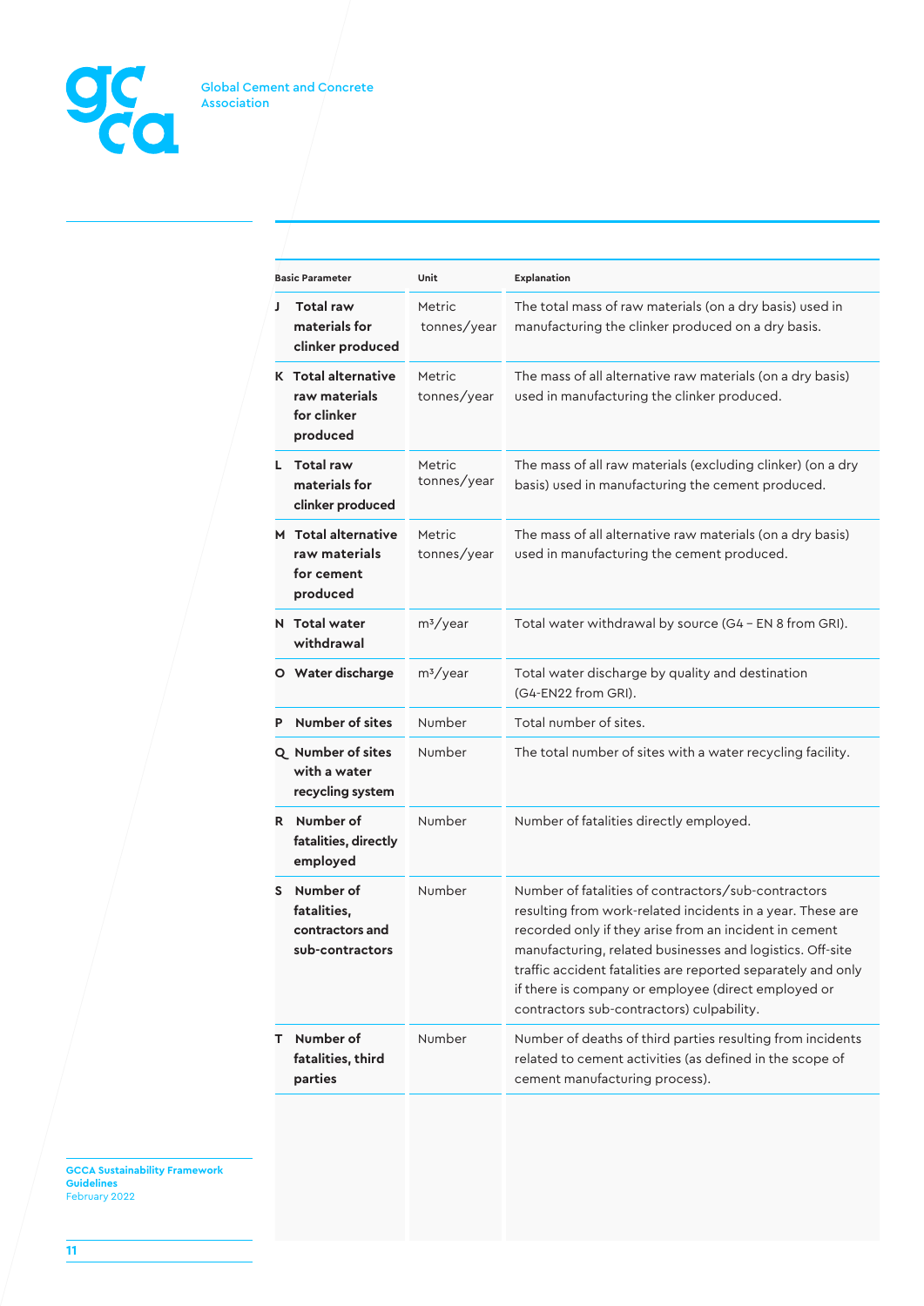| Basic Parameter | Unit | Explanation |
|---|---|---|
| **J Total raw materials for clinker produced** | Metric tonnes/year | The total mass of raw materials (on a dry basis) used in manufacturing the clinker produced on a dry basis. |
| **K Total alternative raw materials for clinker produced** | Metric tonnes/year | The mass of all alternative raw materials (on a dry basis) used in manufacturing the clinker produced. |
| **L Total raw materials for clinker produced** | Metric tonnes/year | The mass of all raw materials (excluding clinker) (on a dry basis) used in manufacturing the cement produced. |
| **M Total alternative raw materials for cement produced** | Metric tonnes/year | The mass of all alternative raw materials (on a dry basis) used in manufacturing the cement produced. |
| **N Total water withdrawal** | $m^3$/year | Total water withdrawal by source (G4 – EN 8 from GRI). |
| **O Water discharge** | $m^3$/year | Total water discharge by quality and destination (G4-EN22 from GRI). |
| **P Number of sites** | Number | Total number of sites. |
| **Q Number of sites with a water recycling system** | Number | The total number of sites with a water recycling facility. |
| **R Number of fatalities, directly employed** | Number | Number of fatalities directly employed. |
| **S Number of fatalities, contractors and sub-contractors** | Number | Number of fatalities of contractors/sub-contractors resulting from work-related incidents in a year. These are recorded only if they arise from an incident in cement manufacturing, related businesses and logistics. Off-site traffic accident fatalities are reported separately and only if there is company or employee (direct employed or contractors sub-contractors) culpability. |
| **T Number of fatalities, third parties** | Number | Number of deaths of third parties resulting from incidents related to cement activities (as defined in the scope of cement manufacturing process). |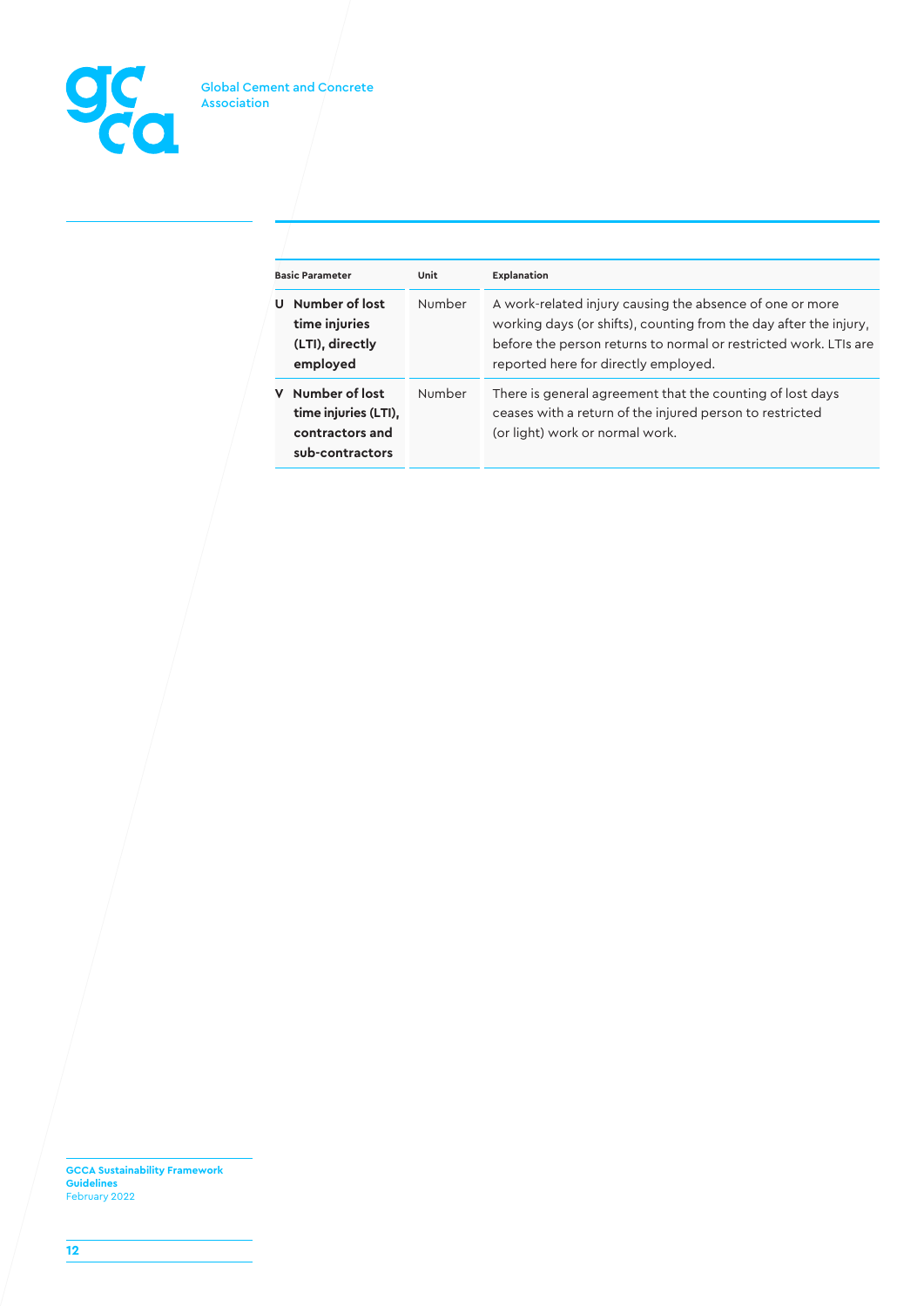| Basic Parameter | Unit | Explanation |
| --- | --- | --- |
| **U Number of lost time injuries (LTI), directly employed** | Number | A work-related injury causing the absence of one or more working days (or shifts), counting from the day after the injury, before the person returns to normal or restricted work. LTIs are reported here for directly employed. |
| **V Number of lost time injuries (LTI), contractors and sub-contractors** | Number | There is general agreement that the counting of lost days ceases with a return of the injured person to restricted (or light) work or normal work. |